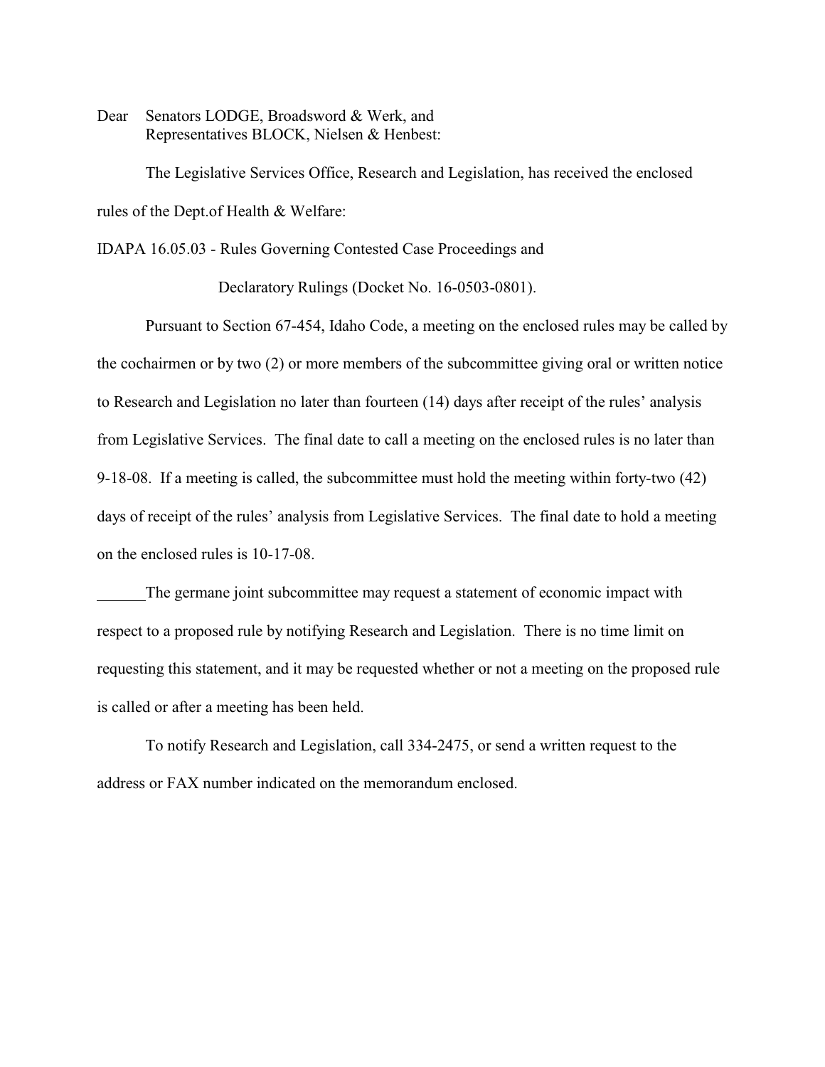Dear Senators LODGE, Broadsword & Werk, and
Representatives BLOCK, Nielsen & Henbest:

The Legislative Services Office, Research and Legislation, has received the enclosed rules of the Dept.of Health & Welfare:

IDAPA 16.05.03 - Rules Governing Contested Case Proceedings and Declaratory Rulings (Docket No. 16-0503-0801).

Pursuant to Section 67-454, Idaho Code, a meeting on the enclosed rules may be called by the cochairmen or by two (2) or more members of the subcommittee giving oral or written notice to Research and Legislation no later than fourteen (14) days after receipt of the rules' analysis from Legislative Services. The final date to call a meeting on the enclosed rules is no later than 9-18-08. If a meeting is called, the subcommittee must hold the meeting within forty-two (42) days of receipt of the rules' analysis from Legislative Services. The final date to hold a meeting on the enclosed rules is 10-17-08.

______The germane joint subcommittee may request a statement of economic impact with respect to a proposed rule by notifying Research and Legislation. There is no time limit on requesting this statement, and it may be requested whether or not a meeting on the proposed rule is called or after a meeting has been held.

To notify Research and Legislation, call 334-2475, or send a written request to the address or FAX number indicated on the memorandum enclosed.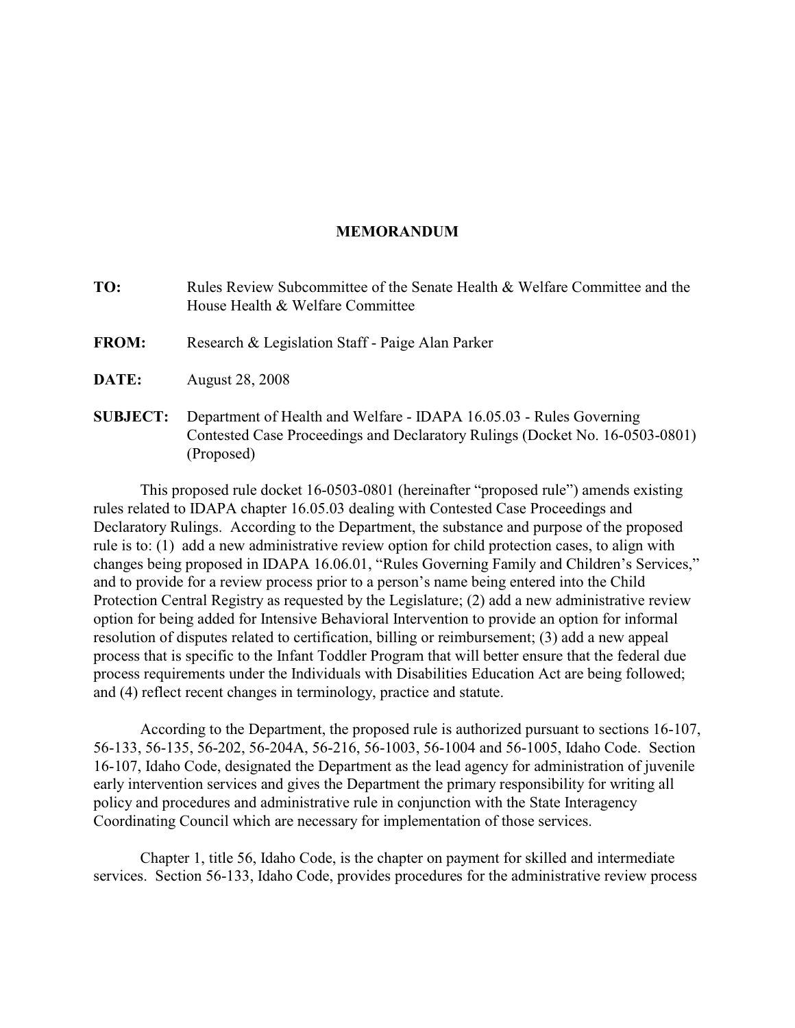# MEMORANDUM

**TO:** Rules Review Subcommittee of the Senate Health & Welfare Committee and the House Health & Welfare Committee

**FROM:** Research & Legislation Staff - Paige Alan Parker

**DATE:** August 28, 2008

**SUBJECT:** Department of Health and Welfare - IDAPA 16.05.03 - Rules Governing Contested Case Proceedings and Declaratory Rulings (Docket No. 16-0503-0801) (Proposed)

This proposed rule docket 16-0503-0801 (hereinafter "proposed rule") amends existing rules related to IDAPA chapter 16.05.03 dealing with Contested Case Proceedings and Declaratory Rulings. According to the Department, the substance and purpose of the proposed rule is to: (1) add a new administrative review option for child protection cases, to align with changes being proposed in IDAPA 16.06.01, "Rules Governing Family and Children's Services," and to provide for a review process prior to a person's name being entered into the Child Protection Central Registry as requested by the Legislature; (2) add a new administrative review option for being added for Intensive Behavioral Intervention to provide an option for informal resolution of disputes related to certification, billing or reimbursement; (3) add a new appeal process that is specific to the Infant Toddler Program that will better ensure that the federal due process requirements under the Individuals with Disabilities Education Act are being followed; and (4) reflect recent changes in terminology, practice and statute.

According to the Department, the proposed rule is authorized pursuant to sections 16-107, 56-133, 56-135, 56-202, 56-204A, 56-216, 56-1003, 56-1004 and 56-1005, Idaho Code. Section 16-107, Idaho Code, designated the Department as the lead agency for administration of juvenile early intervention services and gives the Department the primary responsibility for writing all policy and procedures and administrative rule in conjunction with the State Interagency Coordinating Council which are necessary for implementation of those services.

Chapter 1, title 56, Idaho Code, is the chapter on payment for skilled and intermediate services. Section 56-133, Idaho Code, provides procedures for the administrative review process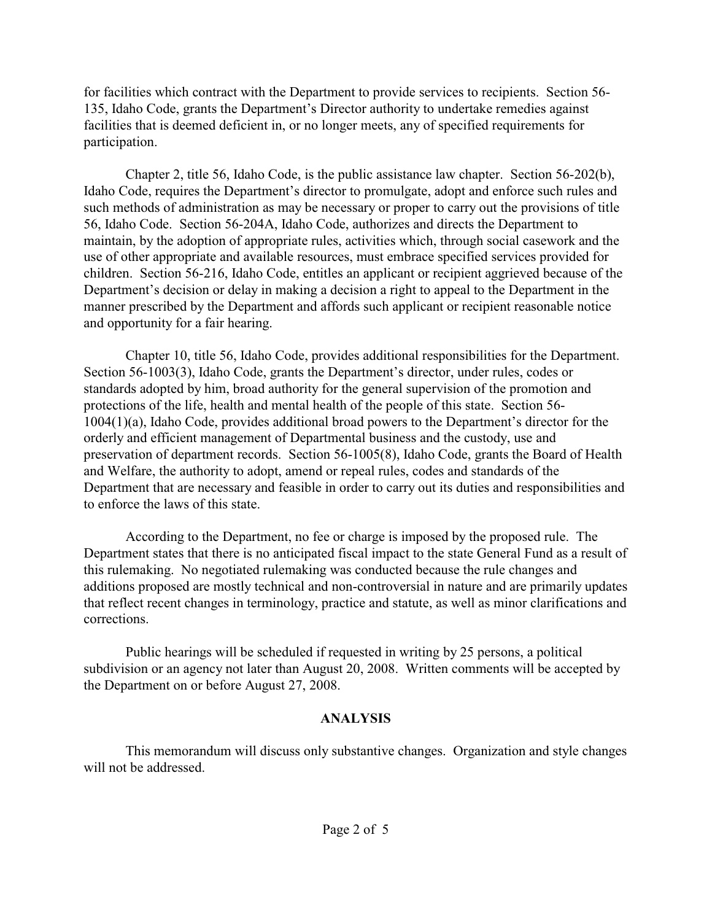for facilities which contract with the Department to provide services to recipients. Section 56-135, Idaho Code, grants the Department's Director authority to undertake remedies against facilities that is deemed deficient in, or no longer meets, any of specified requirements for participation.

Chapter 2, title 56, Idaho Code, is the public assistance law chapter. Section 56-202(b), Idaho Code, requires the Department's director to promulgate, adopt and enforce such rules and such methods of administration as may be necessary or proper to carry out the provisions of title 56, Idaho Code. Section 56-204A, Idaho Code, authorizes and directs the Department to maintain, by the adoption of appropriate rules, activities which, through social casework and the use of other appropriate and available resources, must embrace specified services provided for children. Section 56-216, Idaho Code, entitles an applicant or recipient aggrieved because of the Department's decision or delay in making a decision a right to appeal to the Department in the manner prescribed by the Department and affords such applicant or recipient reasonable notice and opportunity for a fair hearing.

Chapter 10, title 56, Idaho Code, provides additional responsibilities for the Department. Section 56-1003(3), Idaho Code, grants the Department's director, under rules, codes or standards adopted by him, broad authority for the general supervision of the promotion and protections of the life, health and mental health of the people of this state. Section 56-1004(1)(a), Idaho Code, provides additional broad powers to the Department's director for the orderly and efficient management of Departmental business and the custody, use and preservation of department records. Section 56-1005(8), Idaho Code, grants the Board of Health and Welfare, the authority to adopt, amend or repeal rules, codes and standards of the Department that are necessary and feasible in order to carry out its duties and responsibilities and to enforce the laws of this state.

According to the Department, no fee or charge is imposed by the proposed rule. The Department states that there is no anticipated fiscal impact to the state General Fund as a result of this rulemaking. No negotiated rulemaking was conducted because the rule changes and additions proposed are mostly technical and non-controversial in nature and are primarily updates that reflect recent changes in terminology, practice and statute, as well as minor clarifications and corrections.

Public hearings will be scheduled if requested in writing by 25 persons, a political subdivision or an agency not later than August 20, 2008. Written comments will be accepted by the Department on or before August 27, 2008.

## ANALYSIS

This memorandum will discuss only substantive changes. Organization and style changes will not be addressed.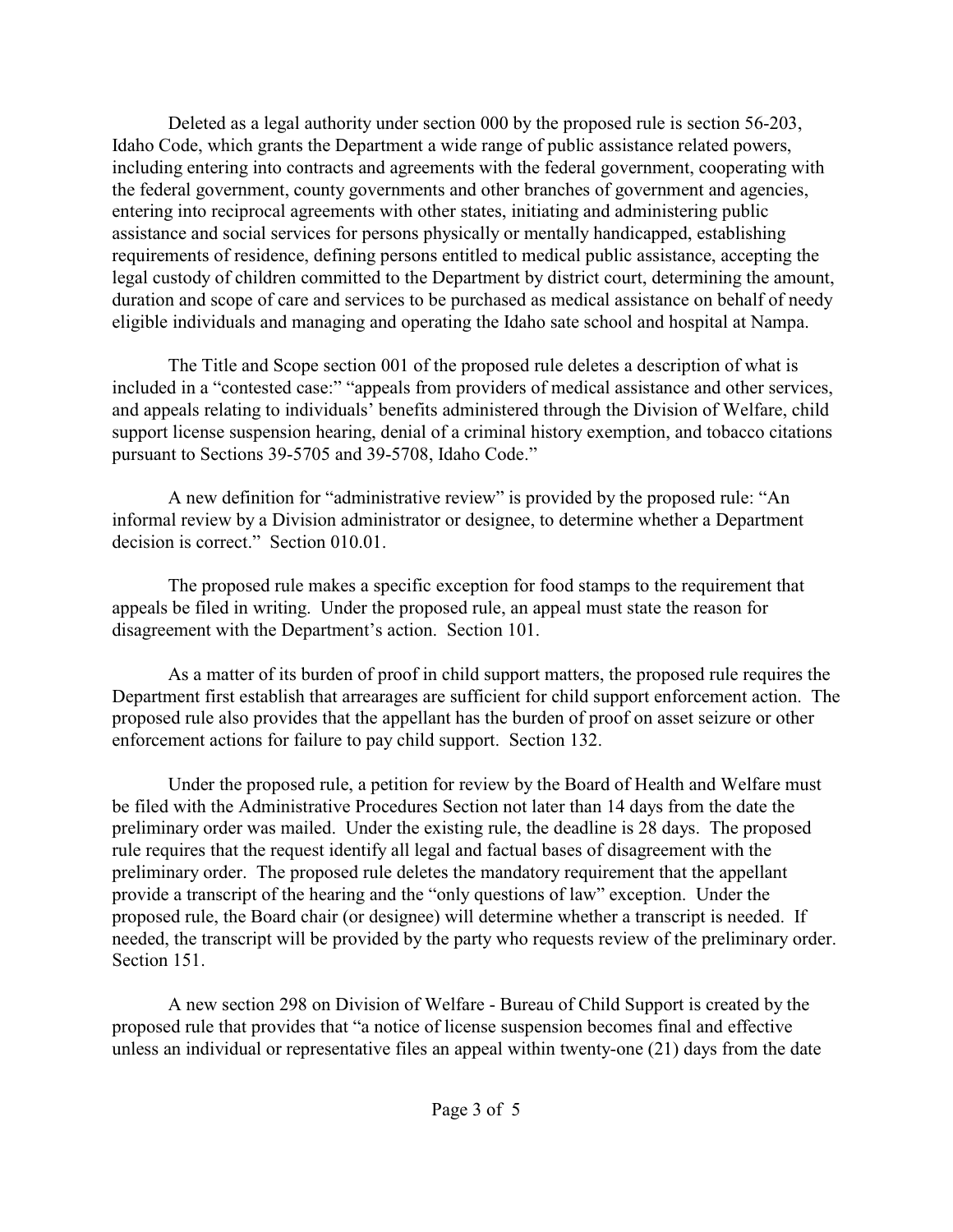Deleted as a legal authority under section 000 by the proposed rule is section 56-203, Idaho Code, which grants the Department a wide range of public assistance related powers, including entering into contracts and agreements with the federal government, cooperating with the federal government, county governments and other branches of government and agencies, entering into reciprocal agreements with other states, initiating and administering public assistance and social services for persons physically or mentally handicapped, establishing requirements of residence, defining persons entitled to medical public assistance, accepting the legal custody of children committed to the Department by district court, determining the amount, duration and scope of care and services to be purchased as medical assistance on behalf of needy eligible individuals and managing and operating the Idaho sate school and hospital at Nampa.

The Title and Scope section 001 of the proposed rule deletes a description of what is included in a "contested case:" "appeals from providers of medical assistance and other services, and appeals relating to individuals' benefits administered through the Division of Welfare, child support license suspension hearing, denial of a criminal history exemption, and tobacco citations pursuant to Sections 39-5705 and 39-5708, Idaho Code."

A new definition for "administrative review" is provided by the proposed rule: "An informal review by a Division administrator or designee, to determine whether a Department decision is correct." Section 010.01.

The proposed rule makes a specific exception for food stamps to the requirement that appeals be filed in writing. Under the proposed rule, an appeal must state the reason for disagreement with the Department's action. Section 101.

As a matter of its burden of proof in child support matters, the proposed rule requires the Department first establish that arrearages are sufficient for child support enforcement action. The proposed rule also provides that the appellant has the burden of proof on asset seizure or other enforcement actions for failure to pay child support. Section 132.

Under the proposed rule, a petition for review by the Board of Health and Welfare must be filed with the Administrative Procedures Section not later than 14 days from the date the preliminary order was mailed. Under the existing rule, the deadline is 28 days. The proposed rule requires that the request identify all legal and factual bases of disagreement with the preliminary order. The proposed rule deletes the mandatory requirement that the appellant provide a transcript of the hearing and the "only questions of law" exception. Under the proposed rule, the Board chair (or designee) will determine whether a transcript is needed. If needed, the transcript will be provided by the party who requests review of the preliminary order. Section 151.

A new section 298 on Division of Welfare - Bureau of Child Support is created by the proposed rule that provides that "a notice of license suspension becomes final and effective unless an individual or representative files an appeal within twenty-one (21) days from the date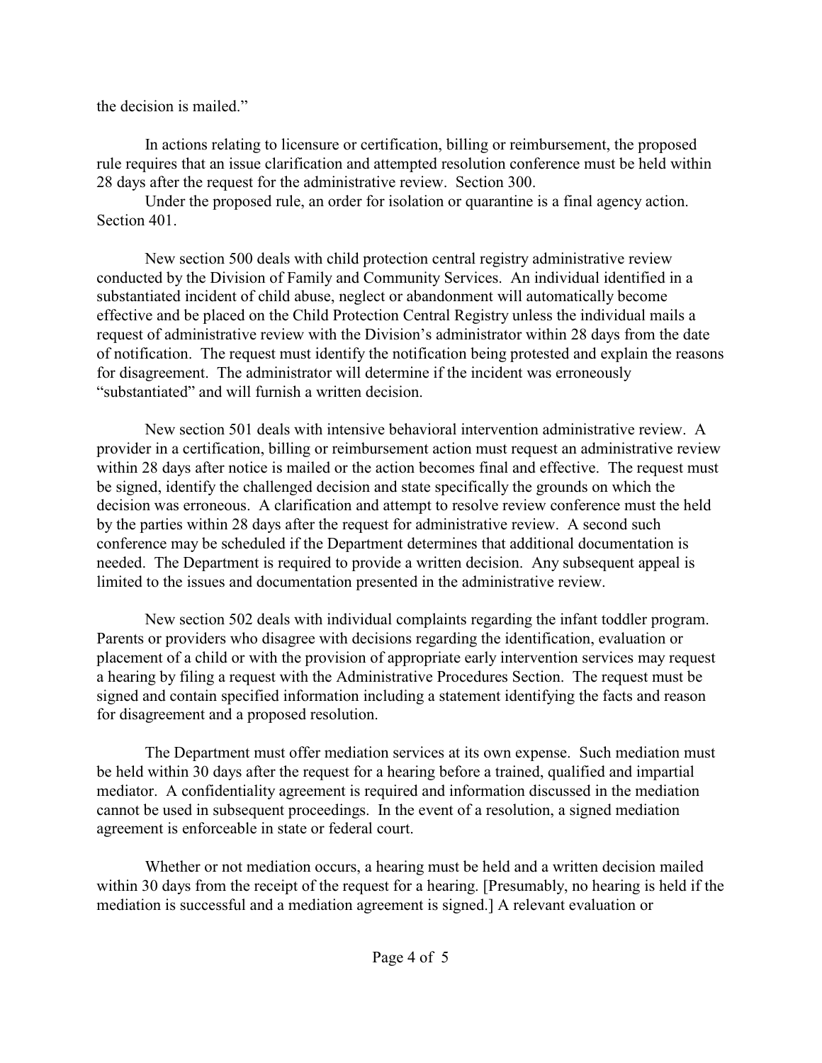the decision is mailed."

In actions relating to licensure or certification, billing or reimbursement, the proposed rule requires that an issue clarification and attempted resolution conference must be held within 28 days after the request for the administrative review. Section 300.

Under the proposed rule, an order for isolation or quarantine is a final agency action. Section 401.

New section 500 deals with child protection central registry administrative review conducted by the Division of Family and Community Services. An individual identified in a substantiated incident of child abuse, neglect or abandonment will automatically become effective and be placed on the Child Protection Central Registry unless the individual mails a request of administrative review with the Division's administrator within 28 days from the date of notification. The request must identify the notification being protested and explain the reasons for disagreement. The administrator will determine if the incident was erroneously "substantiated" and will furnish a written decision.

New section 501 deals with intensive behavioral intervention administrative review. A provider in a certification, billing or reimbursement action must request an administrative review within 28 days after notice is mailed or the action becomes final and effective. The request must be signed, identify the challenged decision and state specifically the grounds on which the decision was erroneous. A clarification and attempt to resolve review conference must the held by the parties within 28 days after the request for administrative review. A second such conference may be scheduled if the Department determines that additional documentation is needed. The Department is required to provide a written decision. Any subsequent appeal is limited to the issues and documentation presented in the administrative review.

New section 502 deals with individual complaints regarding the infant toddler program. Parents or providers who disagree with decisions regarding the identification, evaluation or placement of a child or with the provision of appropriate early intervention services may request a hearing by filing a request with the Administrative Procedures Section. The request must be signed and contain specified information including a statement identifying the facts and reason for disagreement and a proposed resolution.

The Department must offer mediation services at its own expense. Such mediation must be held within 30 days after the request for a hearing before a trained, qualified and impartial mediator. A confidentiality agreement is required and information discussed in the mediation cannot be used in subsequent proceedings. In the event of a resolution, a signed mediation agreement is enforceable in state or federal court.

Whether or not mediation occurs, a hearing must be held and a written decision mailed within 30 days from the receipt of the request for a hearing. [Presumably, no hearing is held if the mediation is successful and a mediation agreement is signed.] A relevant evaluation or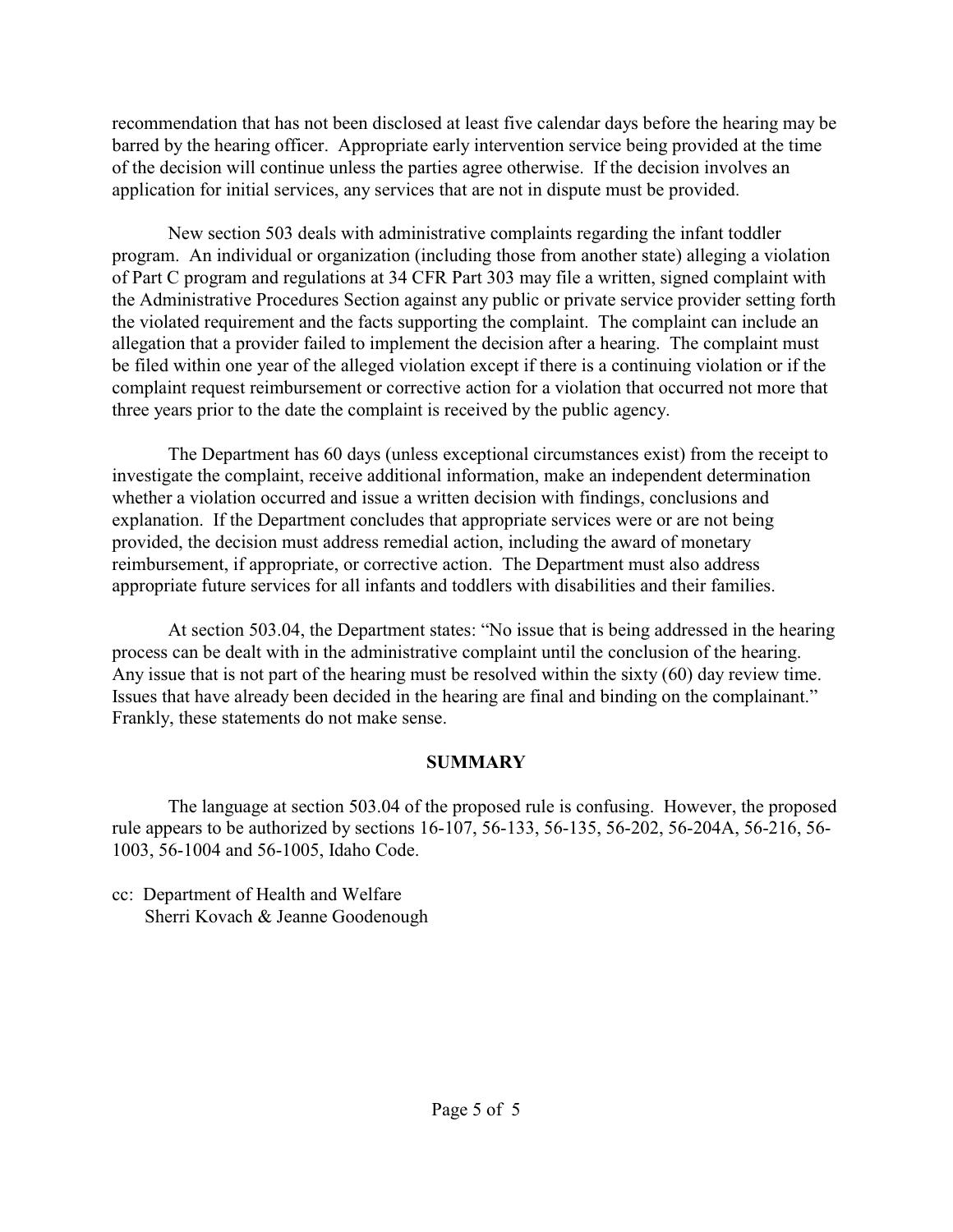recommendation that has not been disclosed at least five calendar days before the hearing may be barred by the hearing officer. Appropriate early intervention service being provided at the time of the decision will continue unless the parties agree otherwise. If the decision involves an application for initial services, any services that are not in dispute must be provided.

New section 503 deals with administrative complaints regarding the infant toddler program. An individual or organization (including those from another state) alleging a violation of Part C program and regulations at 34 CFR Part 303 may file a written, signed complaint with the Administrative Procedures Section against any public or private service provider setting forth the violated requirement and the facts supporting the complaint. The complaint can include an allegation that a provider failed to implement the decision after a hearing. The complaint must be filed within one year of the alleged violation except if there is a continuing violation or if the complaint request reimbursement or corrective action for a violation that occurred not more that three years prior to the date the complaint is received by the public agency.

The Department has 60 days (unless exceptional circumstances exist) from the receipt to investigate the complaint, receive additional information, make an independent determination whether a violation occurred and issue a written decision with findings, conclusions and explanation. If the Department concludes that appropriate services were or are not being provided, the decision must address remedial action, including the award of monetary reimbursement, if appropriate, or corrective action. The Department must also address appropriate future services for all infants and toddlers with disabilities and their families.

At section 503.04, the Department states: "No issue that is being addressed in the hearing process can be dealt with in the administrative complaint until the conclusion of the hearing. Any issue that is not part of the hearing must be resolved within the sixty (60) day review time. Issues that have already been decided in the hearing are final and binding on the complainant." Frankly, these statements do not make sense.

## SUMMARY

The language at section 503.04 of the proposed rule is confusing. However, the proposed rule appears to be authorized by sections 16-107, 56-133, 56-135, 56-202, 56-204A, 56-216, 56-1003, 56-1004 and 56-1005, Idaho Code.

cc: Department of Health and Welfare
 Sherri Kovach & Jeanne Goodenough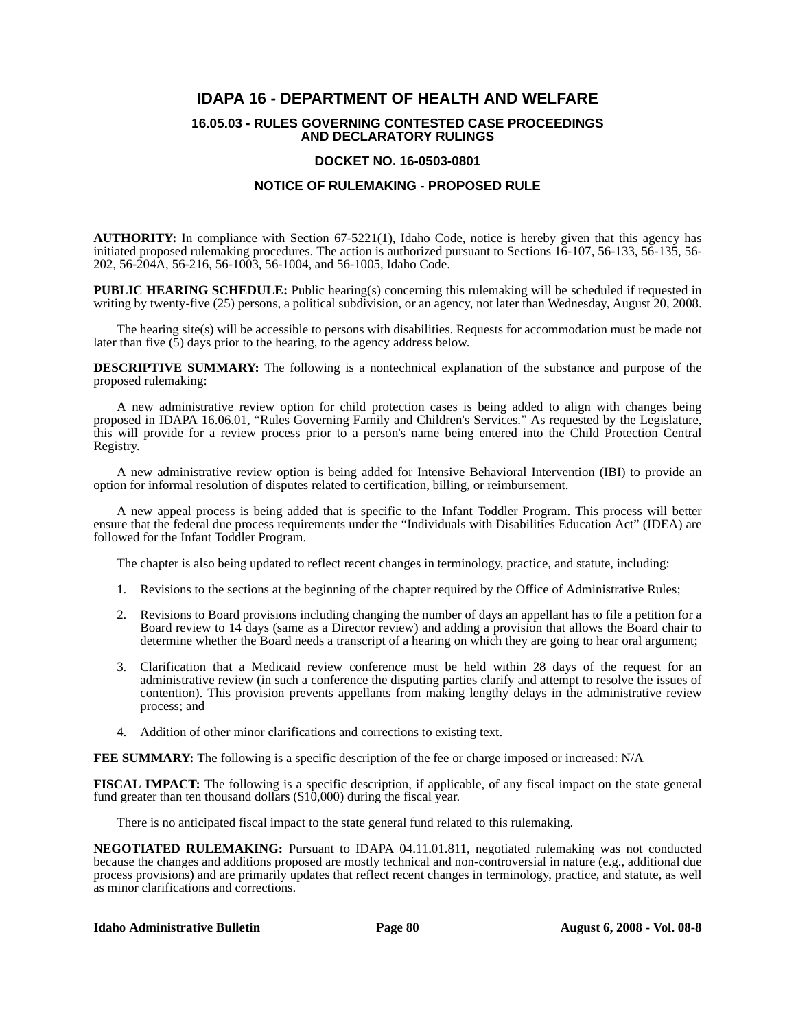# IDAPA 16 - DEPARTMENT OF HEALTH AND WELFARE

## 16.05.03 - RULES GOVERNING CONTESTED CASE PROCEEDINGS AND DECLARATORY RULINGS

### DOCKET NO. 16-0503-0801

### NOTICE OF RULEMAKING - PROPOSED RULE

**AUTHORITY:** In compliance with Section 67-5221(1), Idaho Code, notice is hereby given that this agency has initiated proposed rulemaking procedures. The action is authorized pursuant to Sections 16-107, 56-133, 56-135, 56-202, 56-204A, 56-216, 56-1003, 56-1004, and 56-1005, Idaho Code.

**PUBLIC HEARING SCHEDULE:** Public hearing(s) concerning this rulemaking will be scheduled if requested in writing by twenty-five (25) persons, a political subdivision, or an agency, not later than Wednesday, August 20, 2008.

The hearing site(s) will be accessible to persons with disabilities. Requests for accommodation must be made not later than five (5) days prior to the hearing, to the agency address below.

**DESCRIPTIVE SUMMARY:** The following is a nontechnical explanation of the substance and purpose of the proposed rulemaking:

A new administrative review option for child protection cases is being added to align with changes being proposed in IDAPA 16.06.01, "Rules Governing Family and Children's Services." As requested by the Legislature, this will provide for a review process prior to a person's name being entered into the Child Protection Central Registry.

A new administrative review option is being added for Intensive Behavioral Intervention (IBI) to provide an option for informal resolution of disputes related to certification, billing, or reimbursement.

A new appeal process is being added that is specific to the Infant Toddler Program. This process will better ensure that the federal due process requirements under the "Individuals with Disabilities Education Act" (IDEA) are followed for the Infant Toddler Program.

The chapter is also being updated to reflect recent changes in terminology, practice, and statute, including:

1. Revisions to the sections at the beginning of the chapter required by the Office of Administrative Rules;
2. Revisions to Board provisions including changing the number of days an appellant has to file a petition for a Board review to 14 days (same as a Director review) and adding a provision that allows the Board chair to determine whether the Board needs a transcript of a hearing on which they are going to hear oral argument;
3. Clarification that a Medicaid review conference must be held within 28 days of the request for an administrative review (in such a conference the disputing parties clarify and attempt to resolve the issues of contention). This provision prevents appellants from making lengthy delays in the administrative review process; and
4. Addition of other minor clarifications and corrections to existing text.

**FEE SUMMARY:** The following is a specific description of the fee or charge imposed or increased: N/A

**FISCAL IMPACT:** The following is a specific description, if applicable, of any fiscal impact on the state general fund greater than ten thousand dollars ($10,000) during the fiscal year.

There is no anticipated fiscal impact to the state general fund related to this rulemaking.

**NEGOTIATED RULEMAKING:** Pursuant to IDAPA 04.11.01.811, negotiated rulemaking was not conducted because the changes and additions proposed are mostly technical and non-controversial in nature (e.g., additional due process provisions) and are primarily updates that reflect recent changes in terminology, practice, and statute, as well as minor clarifications and corrections.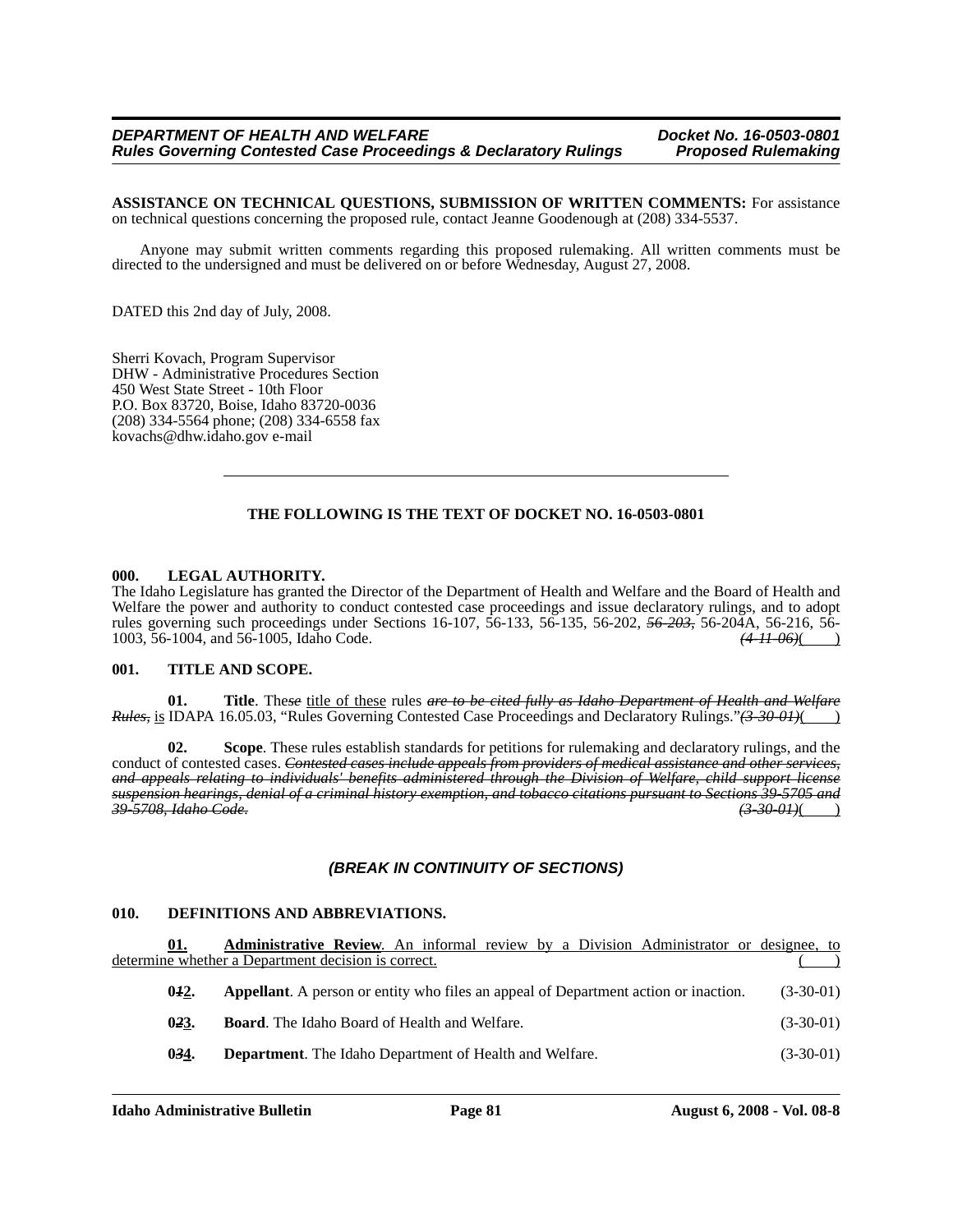**ASSISTANCE ON TECHNICAL QUESTIONS, SUBMISSION OF WRITTEN COMMENTS:** For assistance on technical questions concerning the proposed rule, contact Jeanne Goodenough at (208) 334-5537.

Anyone may submit written comments regarding this proposed rulemaking. All written comments must be directed to the undersigned and must be delivered on or before Wednesday, August 27, 2008.

DATED this 2nd day of July, 2008.

Sherri Kovach, Program Supervisor
DHW - Administrative Procedures Section
450 West State Street - 10th Floor
P.O. Box 83720, Boise, Idaho 83720-0036
(208) 334-5564 phone; (208) 334-6558 fax
kovachs@dhw.idaho.gov e-mail

---

**THE FOLLOWING IS THE TEXT OF DOCKET NO. 16-0503-0801**

**000. LEGAL AUTHORITY.**

The Idaho Legislature has granted the Director of the Department of Health and Welfare and the Board of Health and Welfare the power and authority to conduct contested case proceedings and issue declaratory rulings, and to adopt rules governing such proceedings under Sections 16-107, 56-133, 56-135, 56-202, ~~*56-203,*~~ 56-204A, 56-216, 56-1003, 56-1004, and 56-1005, Idaho Code. ~~*(4-11-06)*~~( )

**001. TITLE AND SCOPE.**

**01. Title**. The~~*se*~~ title of these rules ~~*are to be cited fully as Idaho Department of Health and Welfare Rules,*~~ is IDAPA 16.05.03, "Rules Governing Contested Case Proceedings and Declaratory Rulings."~~*(3-30-01)*~~( )

**02. Scope**. These rules establish standards for petitions for rulemaking and declaratory rulings, and the conduct of contested cases. ~~*Contested cases include appeals from providers of medical assistance and other services, and appeals relating to individuals' benefits administered through the Division of Welfare, child support license suspension hearings, denial of a criminal history exemption, and tobacco citations pursuant to Sections 39-5705 and 39-5708, Idaho Code.*~~ ~~*(3-30-01)*~~( )

***(BREAK IN CONTINUITY OF SECTIONS)***

**010. DEFINITIONS AND ABBREVIATIONS.**

**01. Administrative Review**. An informal review by a Division Administrator or designee, to determine whether a Department decision is correct. ( )

**0~~*1*~~2. Appellant**. A person or entity who files an appeal of Department action or inaction. (3-30-01)

**0~~*2*~~3. Board**. The Idaho Board of Health and Welfare. (3-30-01)

**0~~*3*~~4. Department**. The Idaho Department of Health and Welfare. (3-30-01)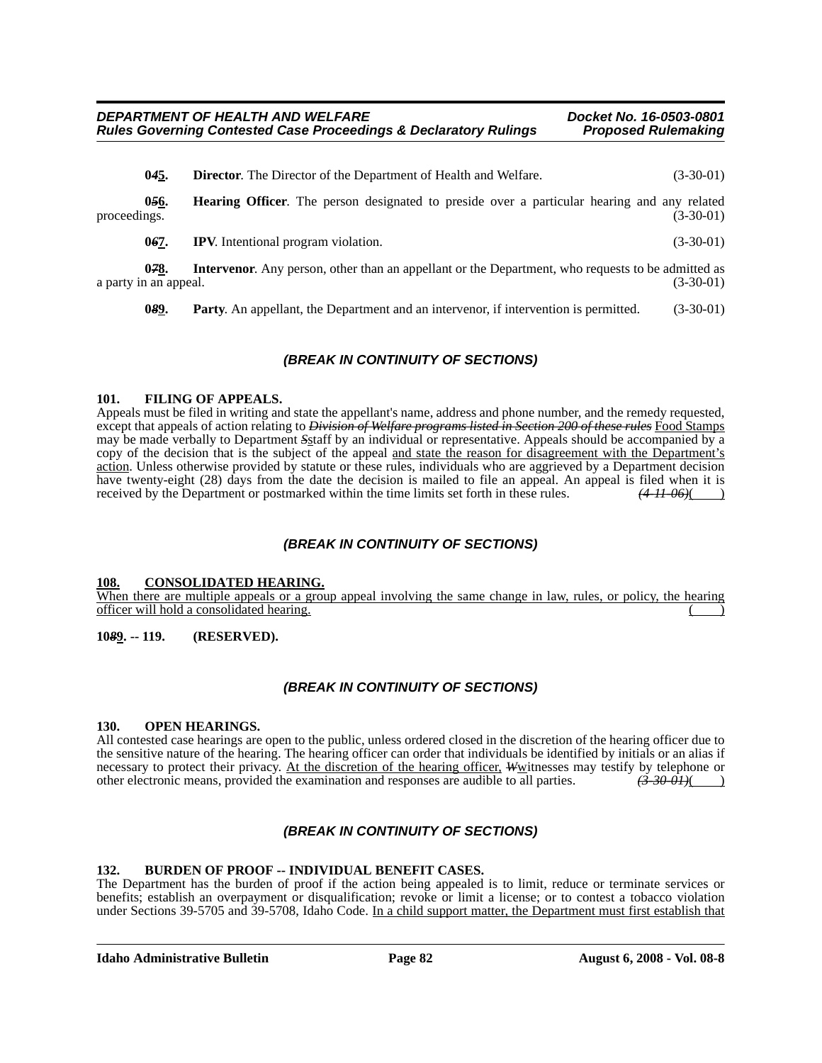**0~~4~~5.** **Director**. The Director of the Department of Health and Welfare. (3-30-01)

**0~~5~~6.** **Hearing Officer**. The person designated to preside over a particular hearing and any related proceedings. (3-30-01)

**0~~6~~7.** **IPV**. Intentional program violation. (3-30-01)

**0~~7~~8.** **Intervenor**. Any person, other than an appellant or the Department, who requests to be admitted as a party in an appeal. (3-30-01)

**0~~8~~9.** **Party**. An appellant, the Department and an intervenor, if intervention is permitted. (3-30-01)

***(BREAK IN CONTINUITY OF SECTIONS)***

**101. FILING OF APPEALS.**

Appeals must be filed in writing and state the appellant's name, address and phone number, and the remedy requested, except that appeals of action relating to ~~*Division of Welfare programs listed in Section 200 of these rules*~~ <u>Food Stamps</u> may be made verbally to Department ~~*S*~~<u>s</u>taff by an individual or representative. Appeals should be accompanied by a copy of the decision that is the subject of the appeal <u>and state the reason for disagreement with the Department's action</u>. Unless otherwise provided by statute or these rules, individuals who are aggrieved by a Department decision have twenty-eight (28) days from the date the decision is mailed to file an appeal. An appeal is filed when it is received by the Department or postmarked within the time limits set forth in these rules. ~~*(4-11-06)*~~( )

***(BREAK IN CONTINUITY OF SECTIONS)***

<u>**108. CONSOLIDATED HEARING.**</u>

<u>When there are multiple appeals or a group appeal involving the same change in law, rules, or policy, the hearing officer will hold a consolidated hearing.</u> ( )

**10~~8~~9. -- 119. (RESERVED).**

***(BREAK IN CONTINUITY OF SECTIONS)***

**130. OPEN HEARINGS.**

All contested case hearings are open to the public, unless ordered closed in the discretion of the hearing officer due to the sensitive nature of the hearing. The hearing officer can order that individuals be identified by initials or an alias if necessary to protect their privacy. <u>At the discretion of the hearing officer,</u> ~~*W*~~<u>w</u>itnesses may testify by telephone or other electronic means, provided the examination and responses are audible to all parties. ~~*(3-30-01)*~~( )

***(BREAK IN CONTINUITY OF SECTIONS)***

**132. BURDEN OF PROOF -- INDIVIDUAL BENEFIT CASES.**

The Department has the burden of proof if the action being appealed is to limit, reduce or terminate services or benefits; establish an overpayment or disqualification; revoke or limit a license; or to contest a tobacco violation under Sections 39-5705 and 39-5708, Idaho Code. <u>In a child support matter, the Department must first establish that</u>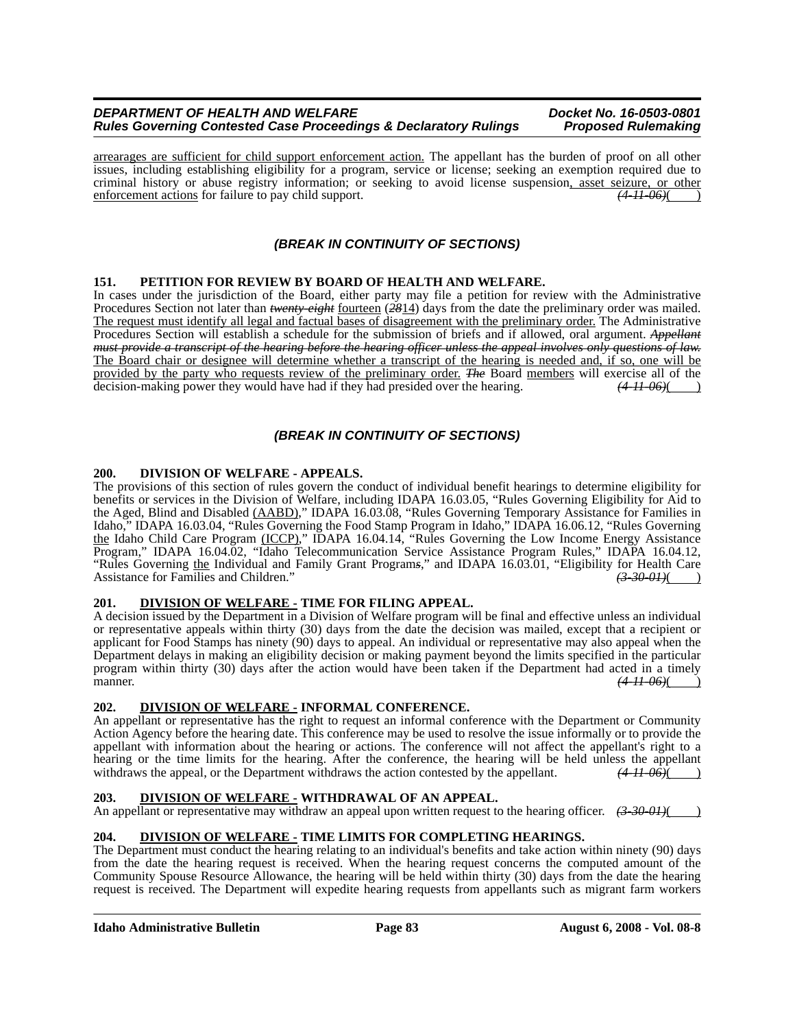arrearages are sufficient for child support enforcement action. The appellant has the burden of proof on all other issues, including establishing eligibility for a program, service or license; seeking an exemption required due to criminal history or abuse registry information; or seeking to avoid license suspension, asset seizure, or other enforcement actions for failure to pay child support. *(4-11-06)*( )

### *(BREAK IN CONTINUITY OF SECTIONS)*

**151. PETITION FOR REVIEW BY BOARD OF HEALTH AND WELFARE.**

In cases under the jurisdiction of the Board, either party may file a petition for review with the Administrative Procedures Section not later than ~~*twenty-eight*~~ fourteen (~~*28*~~14) days from the date the preliminary order was mailed. The request must identify all legal and factual bases of disagreement with the preliminary order. The Administrative Procedures Section will establish a schedule for the submission of briefs and if allowed, oral argument. ~~*Appellant must provide a transcript of the hearing before the hearing officer unless the appeal involves only questions of law.*~~ The Board chair or designee will determine whether a transcript of the hearing is needed and, if so, one will be provided by the party who requests review of the preliminary order. ~~*The*~~ Board members will exercise all of the decision-making power they would have had if they had presided over the hearing. *(4-11-06)*( )

### *(BREAK IN CONTINUITY OF SECTIONS)*

**200. DIVISION OF WELFARE - APPEALS.**

The provisions of this section of rules govern the conduct of individual benefit hearings to determine eligibility for benefits or services in the Division of Welfare, including IDAPA 16.03.05, "Rules Governing Eligibility for Aid to the Aged, Blind and Disabled (AABD)," IDAPA 16.03.08, "Rules Governing Temporary Assistance for Families in Idaho," IDAPA 16.03.04, "Rules Governing the Food Stamp Program in Idaho," IDAPA 16.06.12, "Rules Governing the Idaho Child Care Program (ICCP)," IDAPA 16.04.14, "Rules Governing the Low Income Energy Assistance Program," IDAPA 16.04.02, "Idaho Telecommunication Service Assistance Program Rules," IDAPA 16.04.12, "Rules Governing the Individual and Family Grant Program~~*s*~~," and IDAPA 16.03.01, "Eligibility for Health Care Assistance for Families and Children." *(3-30-01)*( )

**201. DIVISION OF WELFARE - TIME FOR FILING APPEAL.**

A decision issued by the Department in a Division of Welfare program will be final and effective unless an individual or representative appeals within thirty (30) days from the date the decision was mailed, except that a recipient or applicant for Food Stamps has ninety (90) days to appeal. An individual or representative may also appeal when the Department delays in making an eligibility decision or making payment beyond the limits specified in the particular program within thirty (30) days after the action would have been taken if the Department had acted in a timely manner. *(4-11-06)*( )

**202. DIVISION OF WELFARE - INFORMAL CONFERENCE.**

An appellant or representative has the right to request an informal conference with the Department or Community Action Agency before the hearing date. This conference may be used to resolve the issue informally or to provide the appellant with information about the hearing or actions. The conference will not affect the appellant's right to a hearing or the time limits for the hearing. After the conference, the hearing will be held unless the appellant withdraws the appeal, or the Department withdraws the action contested by the appellant. *(4-11-06)*( )

**203. DIVISION OF WELFARE - WITHDRAWAL OF AN APPEAL.**

An appellant or representative may withdraw an appeal upon written request to the hearing officer. *(3-30-01)*( )

**204. DIVISION OF WELFARE - TIME LIMITS FOR COMPLETING HEARINGS.**

The Department must conduct the hearing relating to an individual's benefits and take action within ninety (90) days from the date the hearing request is received. When the hearing request concerns the computed amount of the Community Spouse Resource Allowance, the hearing will be held within thirty (30) days from the date the hearing request is received. The Department will expedite hearing requests from appellants such as migrant farm workers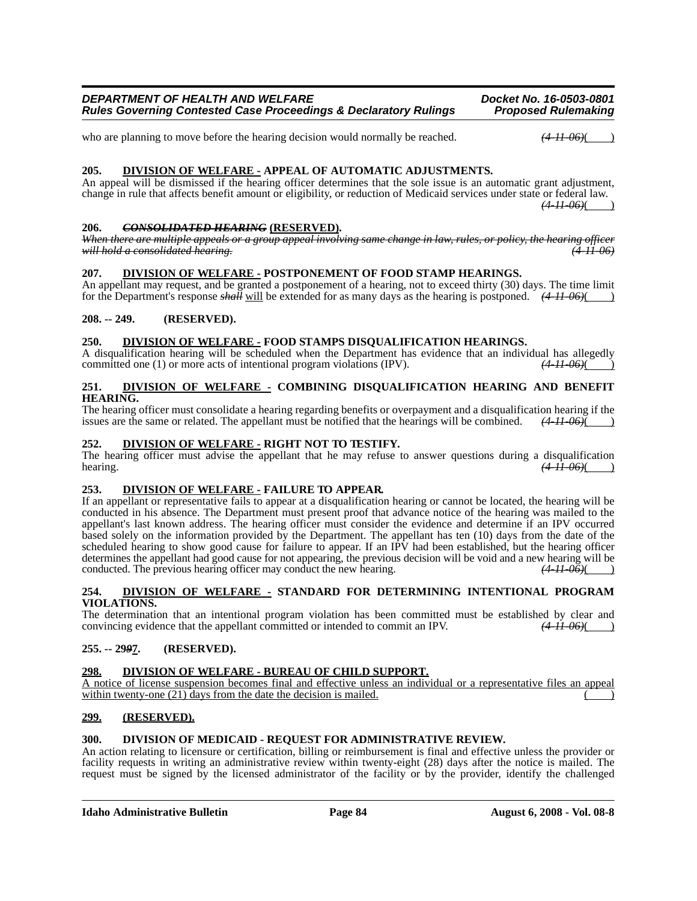who are planning to move before the hearing decision would normally be reached. *(4-11-06)*( )

**205. DIVISION OF WELFARE - APPEAL OF AUTOMATIC ADJUSTMENTS.**

An appeal will be dismissed if the hearing officer determines that the sole issue is an automatic grant adjustment, change in rule that affects benefit amount or eligibility, or reduction of Medicaid services under state or federal law. *(4-11-06)*( )

**206. ~~CONSOLIDATED HEARING~~ (RESERVED).**

~~*When there are multiple appeals or a group appeal involving same change in law, rules, or policy, the hearing officer will hold a consolidated hearing.*~~ ~~*(4-11-06)*~~

**207. DIVISION OF WELFARE - POSTPONEMENT OF FOOD STAMP HEARINGS.**

An appellant may request, and be granted a postponement of a hearing, not to exceed thirty (30) days. The time limit for the Department's response ~~*shall*~~ will be extended for as many days as the hearing is postponed. *(4-11-06)*( )

**208. -- 249. (RESERVED).**

**250. DIVISION OF WELFARE - FOOD STAMPS DISQUALIFICATION HEARINGS.**

A disqualification hearing will be scheduled when the Department has evidence that an individual has allegedly committed one (1) or more acts of intentional program violations (IPV). *(4-11-06)*( )

**251. DIVISION OF WELFARE - COMBINING DISQUALIFICATION HEARING AND BENEFIT HEARING.**

The hearing officer must consolidate a hearing regarding benefits or overpayment and a disqualification hearing if the issues are the same or related. The appellant must be notified that the hearings will be combined. *(4-11-06)*( )

**252. DIVISION OF WELFARE - RIGHT NOT TO TESTIFY.**

The hearing officer must advise the appellant that he may refuse to answer questions during a disqualification hearing. *(4-11-06)*( )

**253. DIVISION OF WELFARE - FAILURE TO APPEAR.**

If an appellant or representative fails to appear at a disqualification hearing or cannot be located, the hearing will be conducted in his absence. The Department must present proof that advance notice of the hearing was mailed to the appellant's last known address. The hearing officer must consider the evidence and determine if an IPV occurred based solely on the information provided by the Department. The appellant has ten (10) days from the date of the scheduled hearing to show good cause for failure to appear. If an IPV had been established, but the hearing officer determines the appellant had good cause for not appearing, the previous decision will be void and a new hearing will be conducted. The previous hearing officer may conduct the new hearing. *(4-11-06)*( )

**254. DIVISION OF WELFARE - STANDARD FOR DETERMINING INTENTIONAL PROGRAM VIOLATIONS.**

The determination that an intentional program violation has been committed must be established by clear and convincing evidence that the appellant committed or intended to commit an IPV. *(4-11-06)*( )

**255. -- 29~~9~~7. (RESERVED).**

**298. DIVISION OF WELFARE - BUREAU OF CHILD SUPPORT.**

A notice of license suspension becomes final and effective unless an individual or a representative files an appeal within twenty-one (21) days from the date the decision is mailed. ( )

**299. (RESERVED).**

**300. DIVISION OF MEDICAID - REQUEST FOR ADMINISTRATIVE REVIEW.**

An action relating to licensure or certification, billing or reimbursement is final and effective unless the provider or facility requests in writing an administrative review within twenty-eight (28) days after the notice is mailed. The request must be signed by the licensed administrator of the facility or by the provider, identify the challenged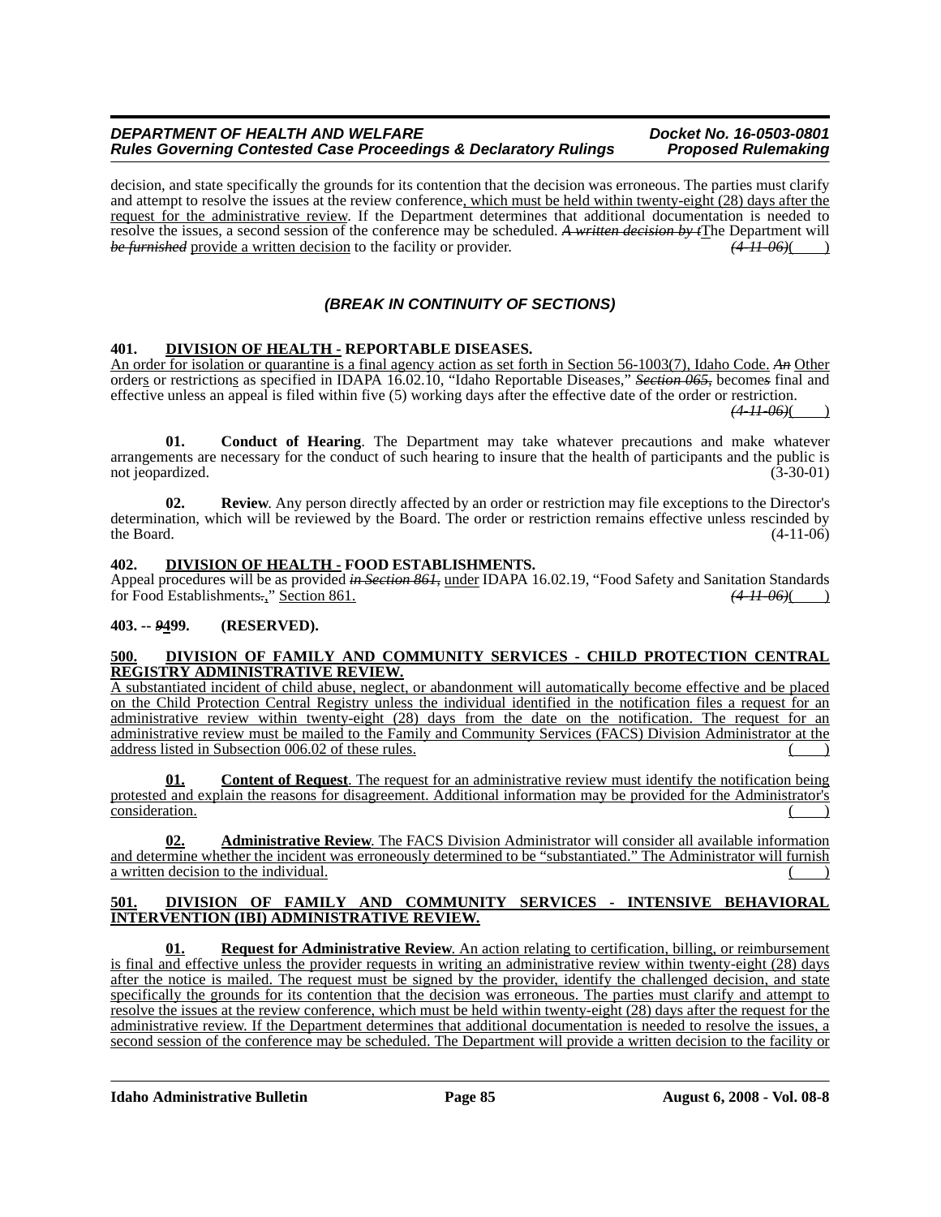decision, and state specifically the grounds for its contention that the decision was erroneous. The parties must clarify and attempt to resolve the issues at the review conference, which must be held within twenty-eight (28) days after the request for the administrative review. If the Department determines that additional documentation is needed to resolve the issues, a second session of the conference may be scheduled. ~~A written decision by t~~The Department will ~~be furnished~~ provide a written decision to the facility or provider. ~~(4-11-06)~~( )

***(BREAK IN CONTINUITY OF SECTIONS)***

**401. DIVISION OF HEALTH - REPORTABLE DISEASES.**

An order for isolation or quarantine is a final agency action as set forth in Section 56-1003(7), Idaho Code. ~~An~~ Other orders or restrictions as specified in IDAPA 16.02.10, "Idaho Reportable Diseases," ~~Section 065,~~ become~~s~~ final and effective unless an appeal is filed within five (5) working days after the effective date of the order or restriction. ~~(4-11-06)~~( )

**01. Conduct of Hearing**. The Department may take whatever precautions and make whatever arrangements are necessary for the conduct of such hearing to insure that the health of participants and the public is not jeopardized. (3-30-01)

**02. Review**. Any person directly affected by an order or restriction may file exceptions to the Director's determination, which will be reviewed by the Board. The order or restriction remains effective unless rescinded by the Board. (4-11-06)

**402. DIVISION OF HEALTH - FOOD ESTABLISHMENTS.**

Appeal procedures will be as provided ~~in Section 861,~~ under IDAPA 16.02.19, "Food Safety and Sanitation Standards for Food Establishments~~.~~," Section 861. ~~(4-11-06)~~( )

**403. -- ~~9~~499. (RESERVED).**

**500. DIVISION OF FAMILY AND COMMUNITY SERVICES - CHILD PROTECTION CENTRAL REGISTRY ADMINISTRATIVE REVIEW.**

A substantiated incident of child abuse, neglect, or abandonment will automatically become effective and be placed on the Child Protection Central Registry unless the individual identified in the notification files a request for an administrative review within twenty-eight (28) days from the date on the notification. The request for an administrative review must be mailed to the Family and Community Services (FACS) Division Administrator at the address listed in Subsection 006.02 of these rules. ( )

**01. Content of Request**. The request for an administrative review must identify the notification being protested and explain the reasons for disagreement. Additional information may be provided for the Administrator's consideration. ( )

**02. Administrative Review**. The FACS Division Administrator will consider all available information and determine whether the incident was erroneously determined to be "substantiated." The Administrator will furnish a written decision to the individual. ( )

**501. DIVISION OF FAMILY AND COMMUNITY SERVICES - INTENSIVE BEHAVIORAL INTERVENTION (IBI) ADMINISTRATIVE REVIEW.**

**01. Request for Administrative Review**. An action relating to certification, billing, or reimbursement is final and effective unless the provider requests in writing an administrative review within twenty-eight (28) days after the notice is mailed. The request must be signed by the provider, identify the challenged decision, and state specifically the grounds for its contention that the decision was erroneous. The parties must clarify and attempt to resolve the issues at the review conference, which must be held within twenty-eight (28) days after the request for the administrative review. If the Department determines that additional documentation is needed to resolve the issues, a second session of the conference may be scheduled. The Department will provide a written decision to the facility or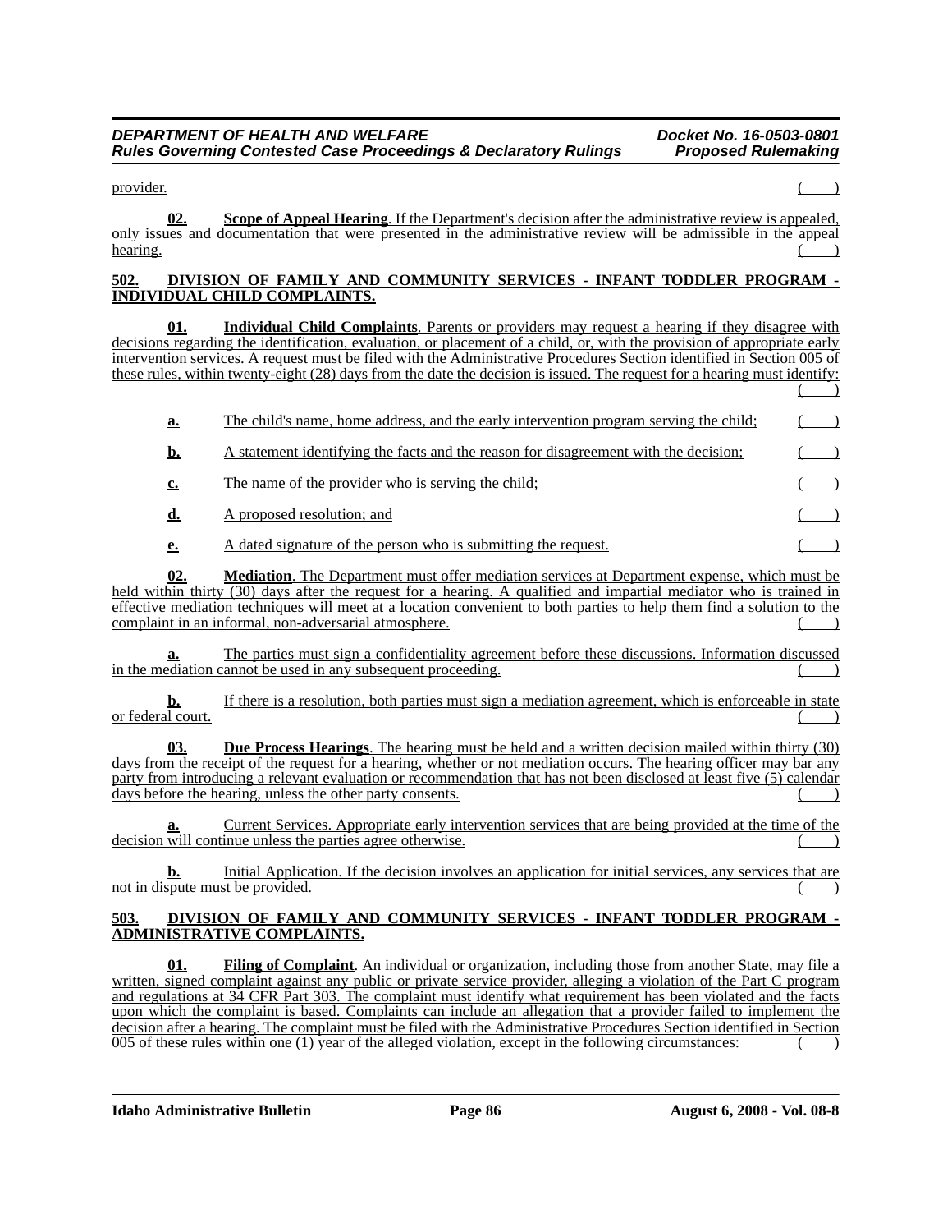provider. ( )

**02. Scope of Appeal Hearing**. If the Department's decision after the administrative review is appealed, only issues and documentation that were presented in the administrative review will be admissible in the appeal hearing. ( )

## 502. DIVISION OF FAMILY AND COMMUNITY SERVICES - INFANT TODDLER PROGRAM - INDIVIDUAL CHILD COMPLAINTS.

**01. Individual Child Complaints**. Parents or providers may request a hearing if they disagree with decisions regarding the identification, evaluation, or placement of a child, or, with the provision of appropriate early intervention services. A request must be filed with the Administrative Procedures Section identified in Section 005 of these rules, within twenty-eight (28) days from the date the decision is issued. The request for a hearing must identify: ( )

**a.** The child's name, home address, and the early intervention program serving the child; ( )

**b.** A statement identifying the facts and the reason for disagreement with the decision; ( )

**c.** The name of the provider who is serving the child; ( )

**d.** A proposed resolution; and ( )

**e.** A dated signature of the person who is submitting the request. ( )

**02. Mediation**. The Department must offer mediation services at Department expense, which must be held within thirty (30) days after the request for a hearing. A qualified and impartial mediator who is trained in effective mediation techniques will meet at a location convenient to both parties to help them find a solution to the complaint in an informal, non-adversarial atmosphere. ( )

**a.** The parties must sign a confidentiality agreement before these discussions. Information discussed in the mediation cannot be used in any subsequent proceeding. ( )

**b.** If there is a resolution, both parties must sign a mediation agreement, which is enforceable in state or federal court. ( )

**03. Due Process Hearings**. The hearing must be held and a written decision mailed within thirty (30) days from the receipt of the request for a hearing, whether or not mediation occurs. The hearing officer may bar any party from introducing a relevant evaluation or recommendation that has not been disclosed at least five (5) calendar days before the hearing, unless the other party consents. ( )

**a.** Current Services. Appropriate early intervention services that are being provided at the time of the decision will continue unless the parties agree otherwise. ( )

**b.** Initial Application. If the decision involves an application for initial services, any services that are not in dispute must be provided. ( )

## 503. DIVISION OF FAMILY AND COMMUNITY SERVICES - INFANT TODDLER PROGRAM - ADMINISTRATIVE COMPLAINTS.

**01. Filing of Complaint**. An individual or organization, including those from another State, may file a written, signed complaint against any public or private service provider, alleging a violation of the Part C program and regulations at 34 CFR Part 303. The complaint must identify what requirement has been violated and the facts upon which the complaint is based. Complaints can include an allegation that a provider failed to implement the decision after a hearing. The complaint must be filed with the Administrative Procedures Section identified in Section 005 of these rules within one (1) year of the alleged violation, except in the following circumstances: ( )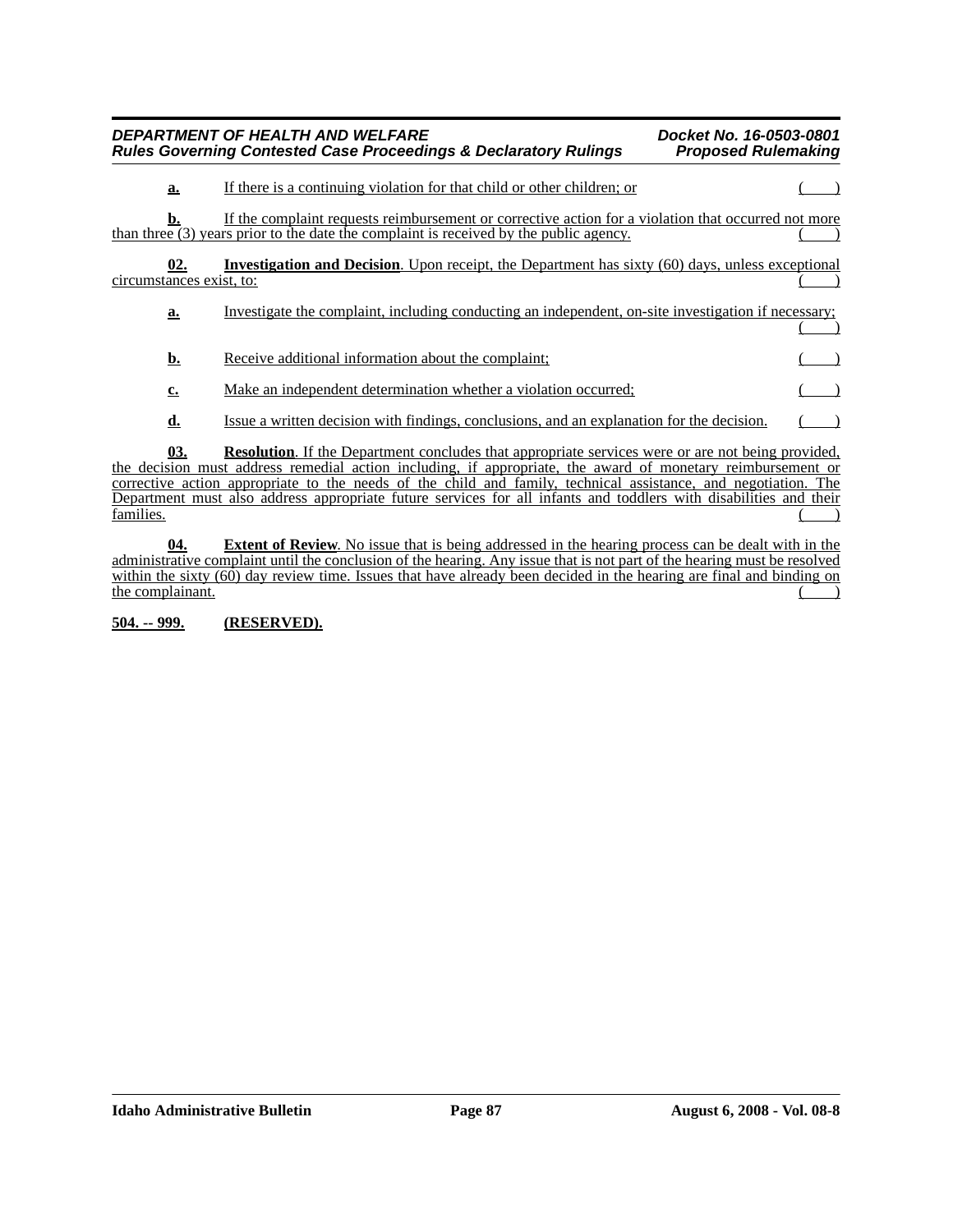**a.** If there is a continuing violation for that child or other children; or ( )

**b.** If the complaint requests reimbursement or corrective action for a violation that occurred not more than three (3) years prior to the date the complaint is received by the public agency. ( )

**02. Investigation and Decision**. Upon receipt, the Department has sixty (60) days, unless exceptional circumstances exist, to: ( )

**a.** Investigate the complaint, including conducting an independent, on-site investigation if necessary; ( )

**b.** Receive additional information about the complaint; ( )

**c.** Make an independent determination whether a violation occurred; ( )

**d.** Issue a written decision with findings, conclusions, and an explanation for the decision. ( )

**03. Resolution**. If the Department concludes that appropriate services were or are not being provided, the decision must address remedial action including, if appropriate, the award of monetary reimbursement or corrective action appropriate to the needs of the child and family, technical assistance, and negotiation. The Department must also address appropriate future services for all infants and toddlers with disabilities and their families. ( )

**04. Extent of Review**. No issue that is being addressed in the hearing process can be dealt with in the administrative complaint until the conclusion of the hearing. Any issue that is not part of the hearing must be resolved within the sixty (60) day review time. Issues that have already been decided in the hearing are final and binding on the complainant. ( )

**504. -- 999. (RESERVED).**